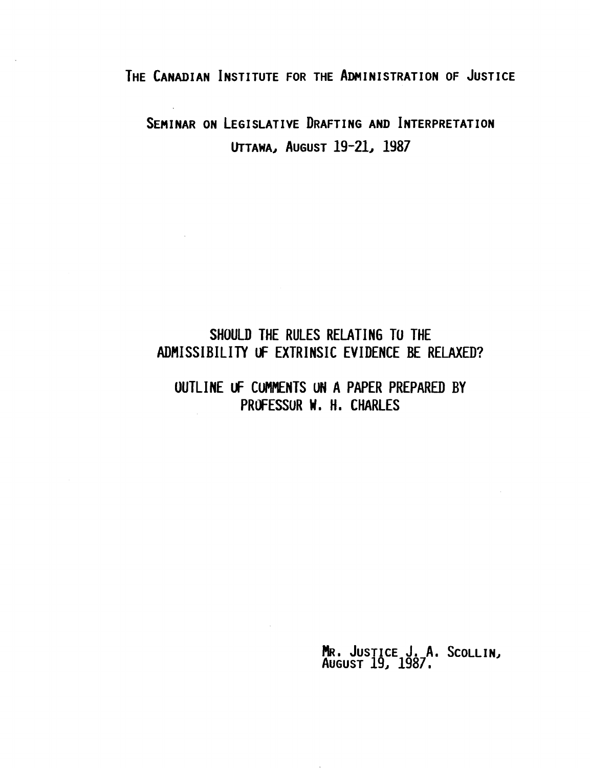THE CANADIAN INSTITUTE FOR THE ADMINISTRATION OF JUSTICE

SEMINAR ON LEGISLATIVE DRAFTING AND INTERPRETATION
OTTAWA, AUGUST 19-21, 1987

# SHOULD THE RULES RELATING TO THE ADMISSIBILITY OF EXTRINSIC EVIDENCE BE RELAXED?

## OUTLINE OF COMMENTS ON A PAPER PREPARED BY PROFESSOR W. H. CHARLES

MR. JUSTICE J. A. SCOLLIN,
AUGUST 19, 1987.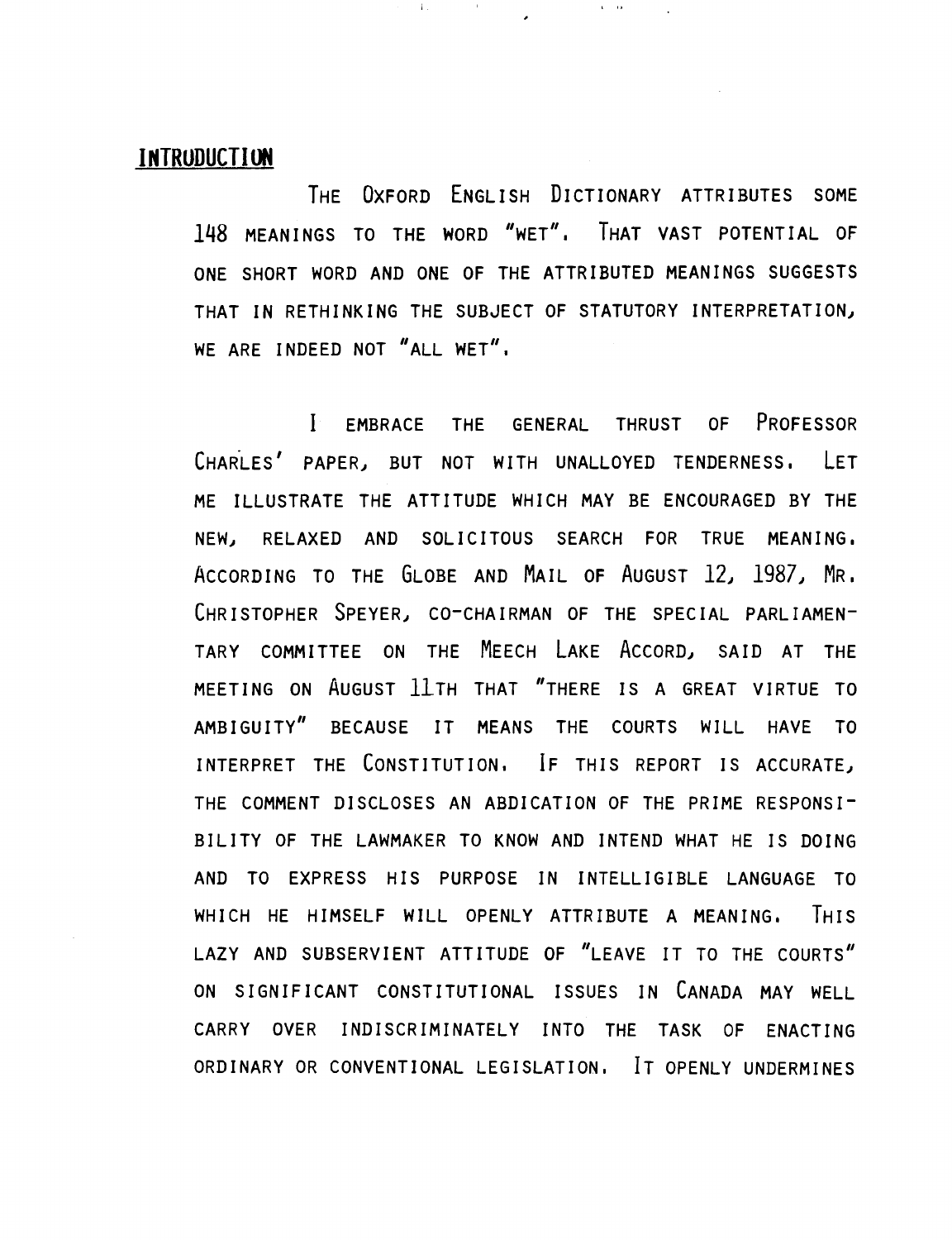## INTRODUCTION

THE OXFORD ENGLISH DICTIONARY ATTRIBUTES SOME 148 MEANINGS TO THE WORD "WET". THAT VAST POTENTIAL OF ONE SHORT WORD AND ONE OF THE ATTRIBUTED MEANINGS SUGGESTS THAT IN RETHINKING THE SUBJECT OF STATUTORY INTERPRETATION, WE ARE INDEED NOT "ALL WET".

I EMBRACE THE GENERAL THRUST OF PROFESSOR CHARLES' PAPER, BUT NOT WITH UNALLOYED TENDERNESS. LET ME ILLUSTRATE THE ATTITUDE WHICH MAY BE ENCOURAGED BY THE NEW, RELAXED AND SOLICITOUS SEARCH FOR TRUE MEANING. ACCORDING TO THE GLOBE AND MAIL OF AUGUST 12, 1987, MR. CHRISTOPHER SPEYER, CO-CHAIRMAN OF THE SPECIAL PARLIAMENTARY COMMITTEE ON THE MEECH LAKE ACCORD, SAID AT THE MEETING ON AUGUST 11TH THAT "THERE IS A GREAT VIRTUE TO AMBIGUITY" BECAUSE IT MEANS THE COURTS WILL HAVE TO INTERPRET THE CONSTITUTION. IF THIS REPORT IS ACCURATE, THE COMMENT DISCLOSES AN ABDICATION OF THE PRIME RESPONSIBILITY OF THE LAWMAKER TO KNOW AND INTEND WHAT HE IS DOING AND TO EXPRESS HIS PURPOSE IN INTELLIGIBLE LANGUAGE TO WHICH HE HIMSELF WILL OPENLY ATTRIBUTE A MEANING. THIS LAZY AND SUBSERVIENT ATTITUDE OF "LEAVE IT TO THE COURTS" ON SIGNIFICANT CONSTITUTIONAL ISSUES IN CANADA MAY WELL CARRY OVER INDISCRIMINATELY INTO THE TASK OF ENACTING ORDINARY OR CONVENTIONAL LEGISLATION. IT OPENLY UNDERMINES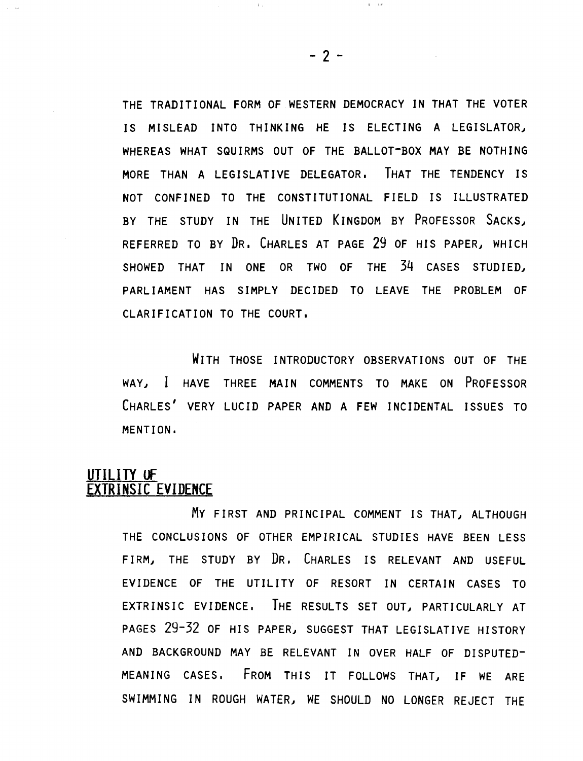THE TRADITIONAL FORM OF WESTERN DEMOCRACY IN THAT THE VOTER IS MISLEAD INTO THINKING HE IS ELECTING A LEGISLATOR, WHEREAS WHAT SQUIRMS OUT OF THE BALLOT-BOX MAY BE NOTHING MORE THAN A LEGISLATIVE DELEGATOR. THAT THE TENDENCY IS NOT CONFINED TO THE CONSTITUTIONAL FIELD IS ILLUSTRATED BY THE STUDY IN THE UNITED KINGDOM BY PROFESSOR SACKS, REFERRED TO BY DR. CHARLES AT PAGE 29 OF HIS PAPER, WHICH SHOWED THAT IN ONE OR TWO OF THE 34 CASES STUDIED, PARLIAMENT HAS SIMPLY DECIDED TO LEAVE THE PROBLEM OF CLARIFICATION TO THE COURT.

WITH THOSE INTRODUCTORY OBSERVATIONS OUT OF THE WAY, I HAVE THREE MAIN COMMENTS TO MAKE ON PROFESSOR CHARLES' VERY LUCID PAPER AND A FEW INCIDENTAL ISSUES TO MENTION.

## UTILITY OF EXTRINSIC EVIDENCE

MY FIRST AND PRINCIPAL COMMENT IS THAT, ALTHOUGH THE CONCLUSIONS OF OTHER EMPIRICAL STUDIES HAVE BEEN LESS FIRM, THE STUDY BY DR. CHARLES IS RELEVANT AND USEFUL EVIDENCE OF THE UTILITY OF RESORT IN CERTAIN CASES TO EXTRINSIC EVIDENCE. THE RESULTS SET OUT, PARTICULARLY AT PAGES 29-32 OF HIS PAPER, SUGGEST THAT LEGISLATIVE HISTORY AND BACKGROUND MAY BE RELEVANT IN OVER HALF OF DISPUTED-MEANING CASES. FROM THIS IT FOLLOWS THAT, IF WE ARE SWIMMING IN ROUGH WATER, WE SHOULD NO LONGER REJECT THE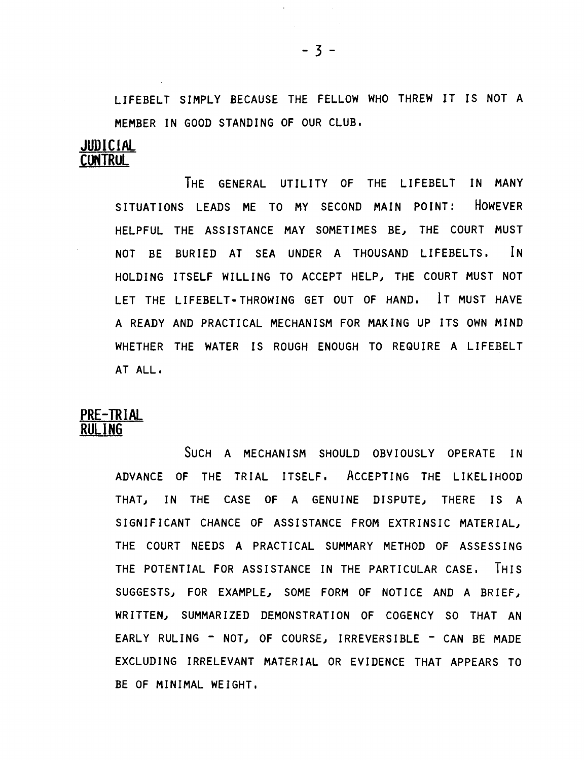LIFEBELT SIMPLY BECAUSE THE FELLOW WHO THREW IT IS NOT A MEMBER IN GOOD STANDING OF OUR CLUB.

**JUDICIAL CONTROL**

THE GENERAL UTILITY OF THE LIFEBELT IN MANY SITUATIONS LEADS ME TO MY SECOND MAIN POINT: HOWEVER HELPFUL THE ASSISTANCE MAY SOMETIMES BE, THE COURT MUST NOT BE BURIED AT SEA UNDER A THOUSAND LIFEBELTS. IN HOLDING ITSELF WILLING TO ACCEPT HELP, THE COURT MUST NOT LET THE LIFEBELT-THROWING GET OUT OF HAND. IT MUST HAVE A READY AND PRACTICAL MECHANISM FOR MAKING UP ITS OWN MIND WHETHER THE WATER IS ROUGH ENOUGH TO REQUIRE A LIFEBELT AT ALL.

**PRE-TRIAL RULING**

SUCH A MECHANISM SHOULD OBVIOUSLY OPERATE IN ADVANCE OF THE TRIAL ITSELF. ACCEPTING THE LIKELIHOOD THAT, IN THE CASE OF A GENUINE DISPUTE, THERE IS A SIGNIFICANT CHANCE OF ASSISTANCE FROM EXTRINSIC MATERIAL, THE COURT NEEDS A PRACTICAL SUMMARY METHOD OF ASSESSING THE POTENTIAL FOR ASSISTANCE IN THE PARTICULAR CASE. THIS SUGGESTS, FOR EXAMPLE, SOME FORM OF NOTICE AND A BRIEF, WRITTEN, SUMMARIZED DEMONSTRATION OF COGENCY SO THAT AN EARLY RULING - NOT, OF COURSE, IRREVERSIBLE - CAN BE MADE EXCLUDING IRRELEVANT MATERIAL OR EVIDENCE THAT APPEARS TO BE OF MINIMAL WEIGHT.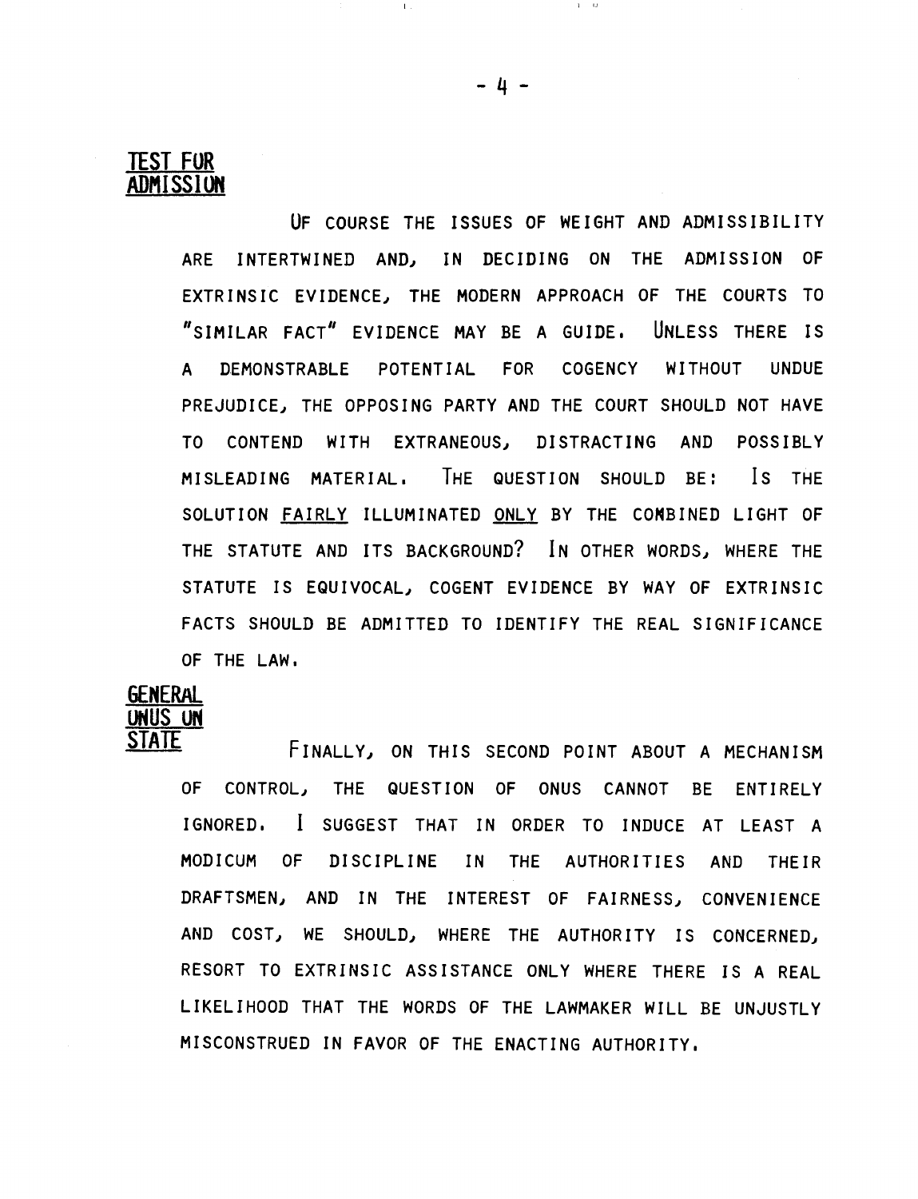**TEST FOR ADMISSION**

OF COURSE THE ISSUES OF WEIGHT AND ADMISSIBILITY ARE INTERTWINED AND, IN DECIDING ON THE ADMISSION OF EXTRINSIC EVIDENCE, THE MODERN APPROACH OF THE COURTS TO "SIMILAR FACT" EVIDENCE MAY BE A GUIDE. UNLESS THERE IS A DEMONSTRABLE POTENTIAL FOR COGENCY WITHOUT UNDUE PREJUDICE, THE OPPOSING PARTY AND THE COURT SHOULD NOT HAVE TO CONTEND WITH EXTRANEOUS, DISTRACTING AND POSSIBLY MISLEADING MATERIAL. THE QUESTION SHOULD BE: IS THE SOLUTION FAIRLY ILLUMINATED ONLY BY THE COMBINED LIGHT OF THE STATUTE AND ITS BACKGROUND? IN OTHER WORDS, WHERE THE STATUTE IS EQUIVOCAL, COGENT EVIDENCE BY WAY OF EXTRINSIC FACTS SHOULD BE ADMITTED TO IDENTIFY THE REAL SIGNIFICANCE OF THE LAW.

**GENERAL ONUS ON STATE**

FINALLY, ON THIS SECOND POINT ABOUT A MECHANISM OF CONTROL, THE QUESTION OF ONUS CANNOT BE ENTIRELY IGNORED. I SUGGEST THAT IN ORDER TO INDUCE AT LEAST A MODICUM OF DISCIPLINE IN THE AUTHORITIES AND THEIR DRAFTSMEN, AND IN THE INTEREST OF FAIRNESS, CONVENIENCE AND COST, WE SHOULD, WHERE THE AUTHORITY IS CONCERNED, RESORT TO EXTRINSIC ASSISTANCE ONLY WHERE THERE IS A REAL LIKELIHOOD THAT THE WORDS OF THE LAWMAKER WILL BE UNJUSTLY MISCONSTRUED IN FAVOR OF THE ENACTING AUTHORITY.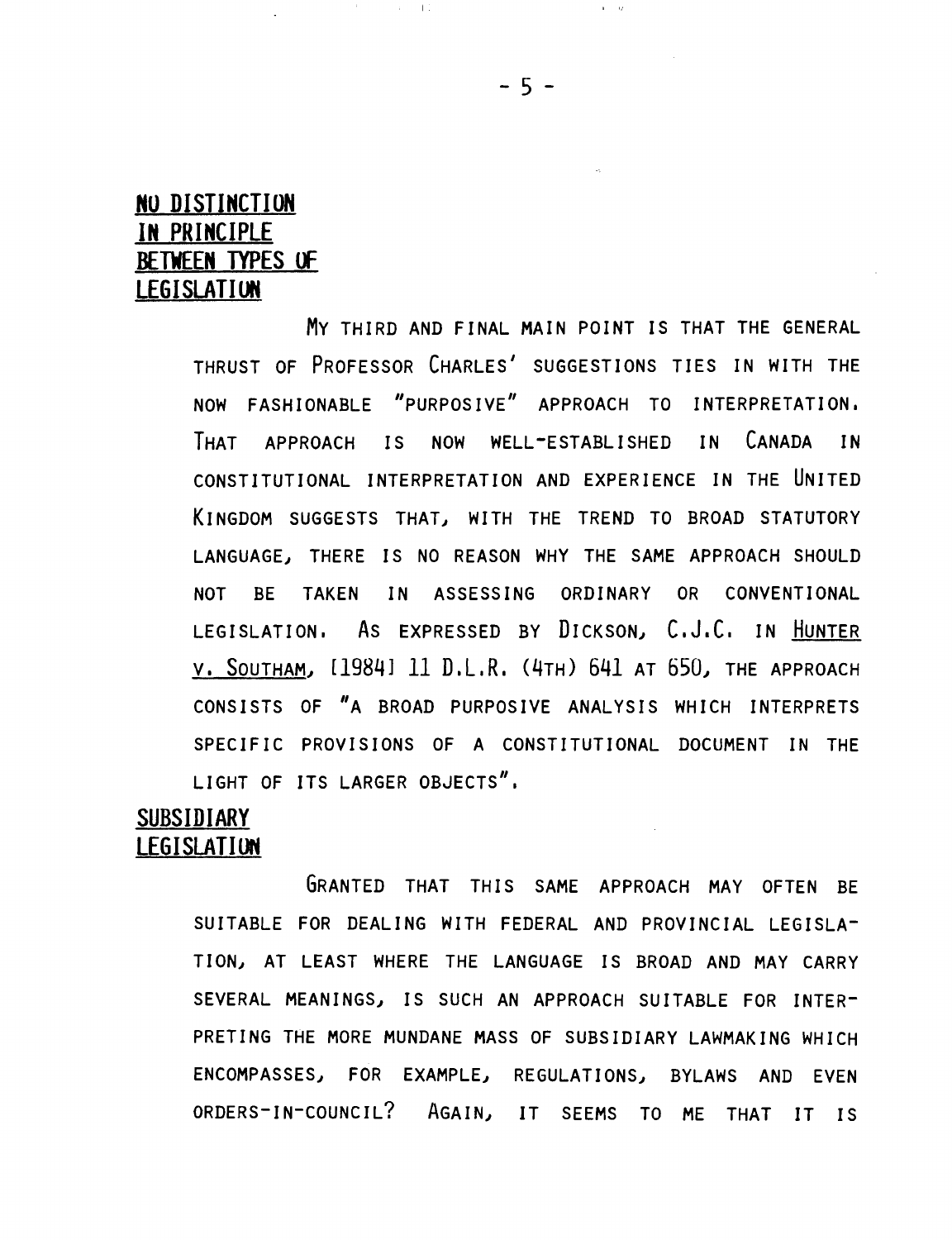## NO DISTINCTION IN PRINCIPLE BETWEEN TYPES OF LEGISLATION

MY THIRD AND FINAL MAIN POINT IS THAT THE GENERAL THRUST OF PROFESSOR CHARLES' SUGGESTIONS TIES IN WITH THE NOW FASHIONABLE "PURPOSIVE" APPROACH TO INTERPRETATION. THAT APPROACH IS NOW WELL-ESTABLISHED IN CANADA IN CONSTITUTIONAL INTERPRETATION AND EXPERIENCE IN THE UNITED KINGDOM SUGGESTS THAT, WITH THE TREND TO BROAD STATUTORY LANGUAGE, THERE IS NO REASON WHY THE SAME APPROACH SHOULD NOT BE TAKEN IN ASSESSING ORDINARY OR CONVENTIONAL LEGISLATION. AS EXPRESSED BY DICKSON, C.J.C. IN HUNTER V. SOUTHAM, [1984] 11 D.L.R. (4TH) 641 AT 650, THE APPROACH CONSISTS OF "A BROAD PURPOSIVE ANALYSIS WHICH INTERPRETS SPECIFIC PROVISIONS OF A CONSTITUTIONAL DOCUMENT IN THE LIGHT OF ITS LARGER OBJECTS".

## SUBSIDIARY LEGISLATION

GRANTED THAT THIS SAME APPROACH MAY OFTEN BE SUITABLE FOR DEALING WITH FEDERAL AND PROVINCIAL LEGISLATION, AT LEAST WHERE THE LANGUAGE IS BROAD AND MAY CARRY SEVERAL MEANINGS, IS SUCH AN APPROACH SUITABLE FOR INTERPRETING THE MORE MUNDANE MASS OF SUBSIDIARY LAWMAKING WHICH ENCOMPASSES, FOR EXAMPLE, REGULATIONS, BYLAWS AND EVEN ORDERS-IN-COUNCIL? AGAIN, IT SEEMS TO ME THAT IT IS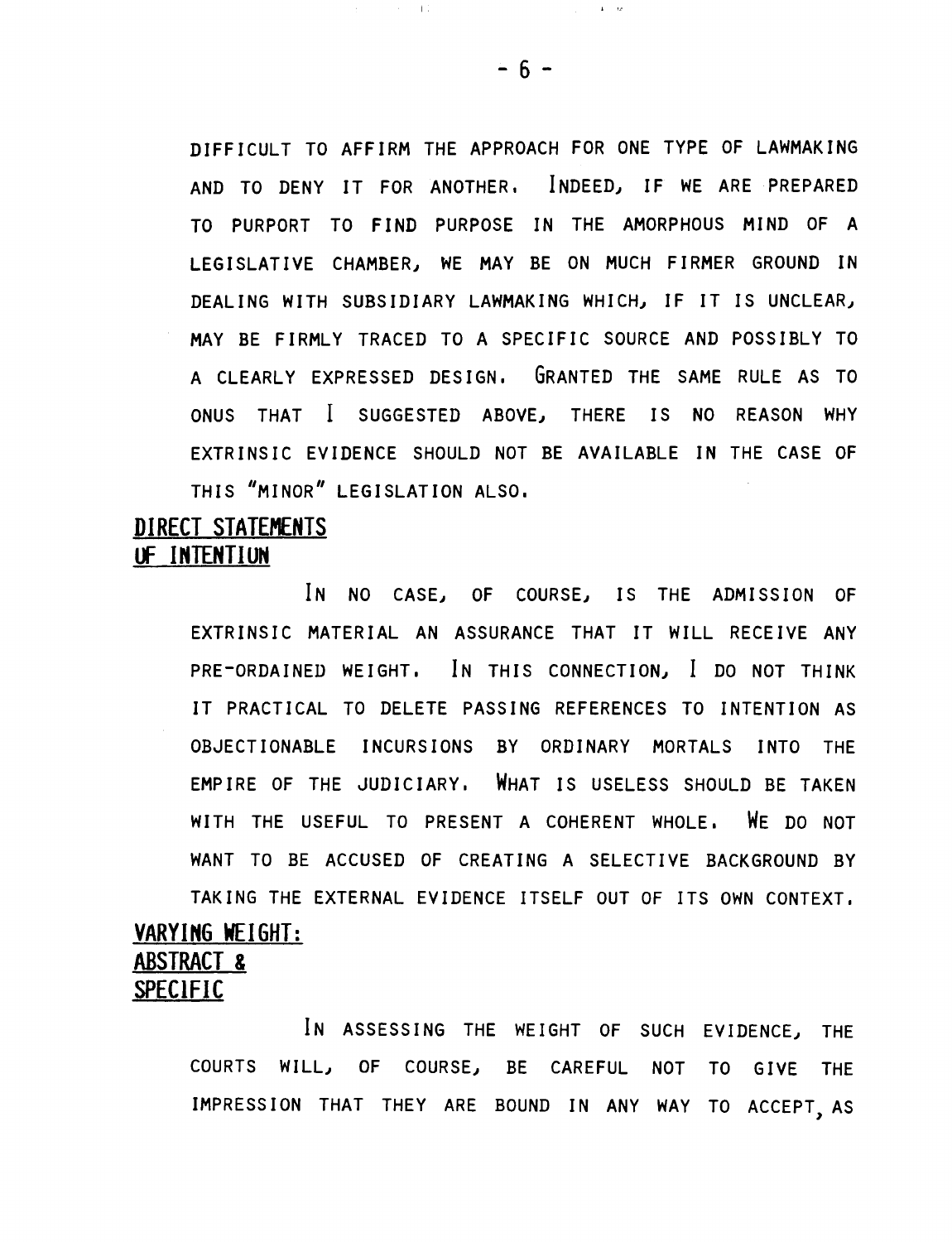DIFFICULT TO AFFIRM THE APPROACH FOR ONE TYPE OF LAWMAKING AND TO DENY IT FOR ANOTHER. INDEED, IF WE ARE PREPARED TO PURPORT TO FIND PURPOSE IN THE AMORPHOUS MIND OF A LEGISLATIVE CHAMBER, WE MAY BE ON MUCH FIRMER GROUND IN DEALING WITH SUBSIDIARY LAWMAKING WHICH, IF IT IS UNCLEAR, MAY BE FIRMLY TRACED TO A SPECIFIC SOURCE AND POSSIBLY TO A CLEARLY EXPRESSED DESIGN. GRANTED THE SAME RULE AS TO ONUS THAT I SUGGESTED ABOVE, THERE IS NO REASON WHY EXTRINSIC EVIDENCE SHOULD NOT BE AVAILABLE IN THE CASE OF THIS "MINOR" LEGISLATION ALSO.

**DIRECT STATEMENTS OF INTENTION**

IN NO CASE, OF COURSE, IS THE ADMISSION OF EXTRINSIC MATERIAL AN ASSURANCE THAT IT WILL RECEIVE ANY PRE-ORDAINED WEIGHT. IN THIS CONNECTION, I DO NOT THINK IT PRACTICAL TO DELETE PASSING REFERENCES TO INTENTION AS OBJECTIONABLE INCURSIONS BY ORDINARY MORTALS INTO THE EMPIRE OF THE JUDICIARY. WHAT IS USELESS SHOULD BE TAKEN WITH THE USEFUL TO PRESENT A COHERENT WHOLE. WE DO NOT WANT TO BE ACCUSED OF CREATING A SELECTIVE BACKGROUND BY TAKING THE EXTERNAL EVIDENCE ITSELF OUT OF ITS OWN CONTEXT.

**VARYING WEIGHT: ABSTRACT & SPECIFIC**

IN ASSESSING THE WEIGHT OF SUCH EVIDENCE, THE COURTS WILL, OF COURSE, BE CAREFUL NOT TO GIVE THE IMPRESSION THAT THEY ARE BOUND IN ANY WAY TO ACCEPT, AS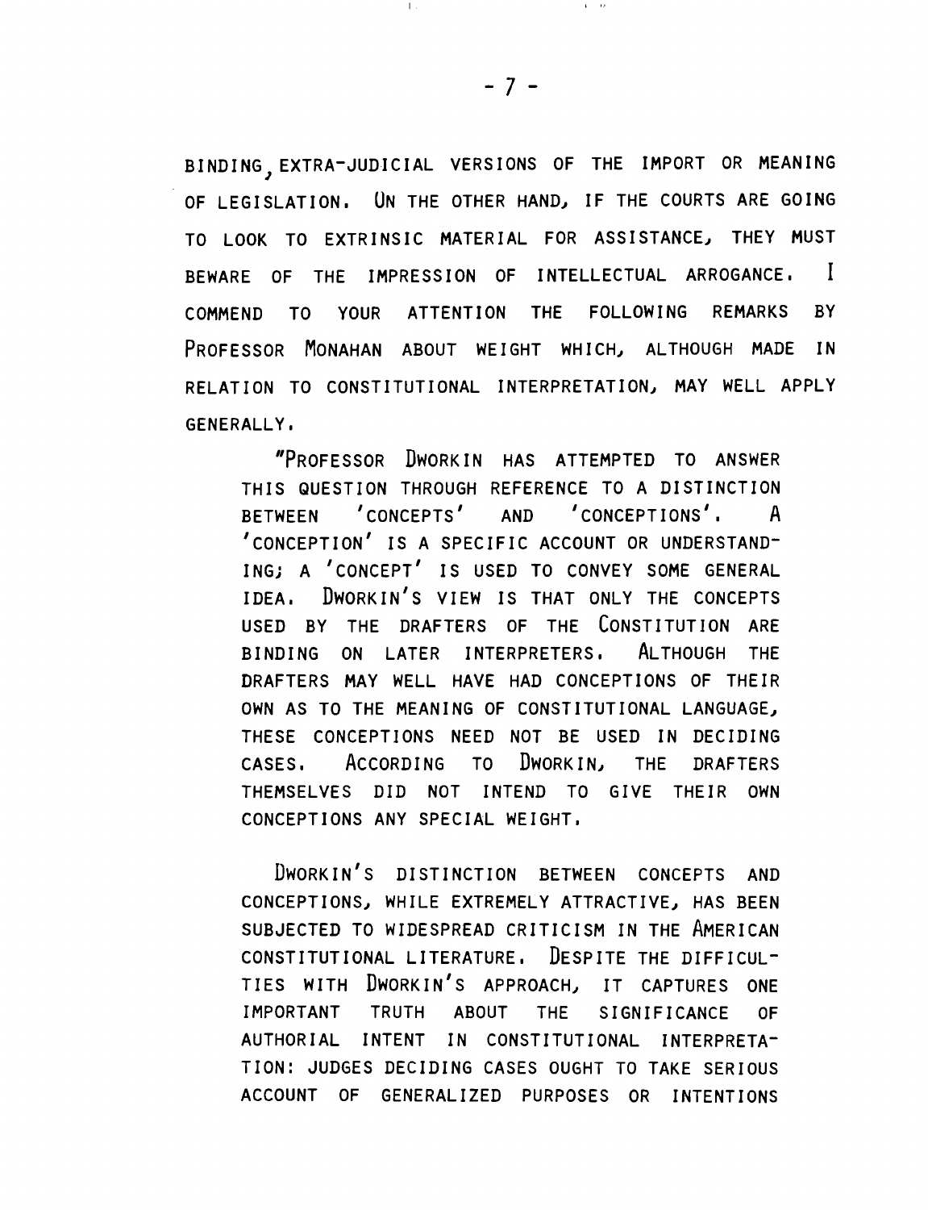BINDING, EXTRA-JUDICIAL VERSIONS OF THE IMPORT OR MEANING OF LEGISLATION. ON THE OTHER HAND, IF THE COURTS ARE GOING TO LOOK TO EXTRINSIC MATERIAL FOR ASSISTANCE, THEY MUST BEWARE OF THE IMPRESSION OF INTELLECTUAL ARROGANCE. I COMMEND TO YOUR ATTENTION THE FOLLOWING REMARKS BY PROFESSOR MONAHAN ABOUT WEIGHT WHICH, ALTHOUGH MADE IN RELATION TO CONSTITUTIONAL INTERPRETATION, MAY WELL APPLY GENERALLY.

> "PROFESSOR DWORKIN HAS ATTEMPTED TO ANSWER THIS QUESTION THROUGH REFERENCE TO A DISTINCTION BETWEEN 'CONCEPTS' AND 'CONCEPTIONS'. A 'CONCEPTION' IS A SPECIFIC ACCOUNT OR UNDERSTANDING; A 'CONCEPT' IS USED TO CONVEY SOME GENERAL IDEA. DWORKIN'S VIEW IS THAT ONLY THE CONCEPTS USED BY THE DRAFTERS OF THE CONSTITUTION ARE BINDING ON LATER INTERPRETERS. ALTHOUGH THE DRAFTERS MAY WELL HAVE HAD CONCEPTIONS OF THEIR OWN AS TO THE MEANING OF CONSTITUTIONAL LANGUAGE, THESE CONCEPTIONS NEED NOT BE USED IN DECIDING CASES. ACCORDING TO DWORKIN, THE DRAFTERS THEMSELVES DID NOT INTEND TO GIVE THEIR OWN CONCEPTIONS ANY SPECIAL WEIGHT.
>
> DWORKIN'S DISTINCTION BETWEEN CONCEPTS AND CONCEPTIONS, WHILE EXTREMELY ATTRACTIVE, HAS BEEN SUBJECTED TO WIDESPREAD CRITICISM IN THE AMERICAN CONSTITUTIONAL LITERATURE. DESPITE THE DIFFICULTIES WITH DWORKIN'S APPROACH, IT CAPTURES ONE IMPORTANT TRUTH ABOUT THE SIGNIFICANCE OF AUTHORIAL INTENT IN CONSTITUTIONAL INTERPRETATION: JUDGES DECIDING CASES OUGHT TO TAKE SERIOUS ACCOUNT OF GENERALIZED PURPOSES OR INTENTIONS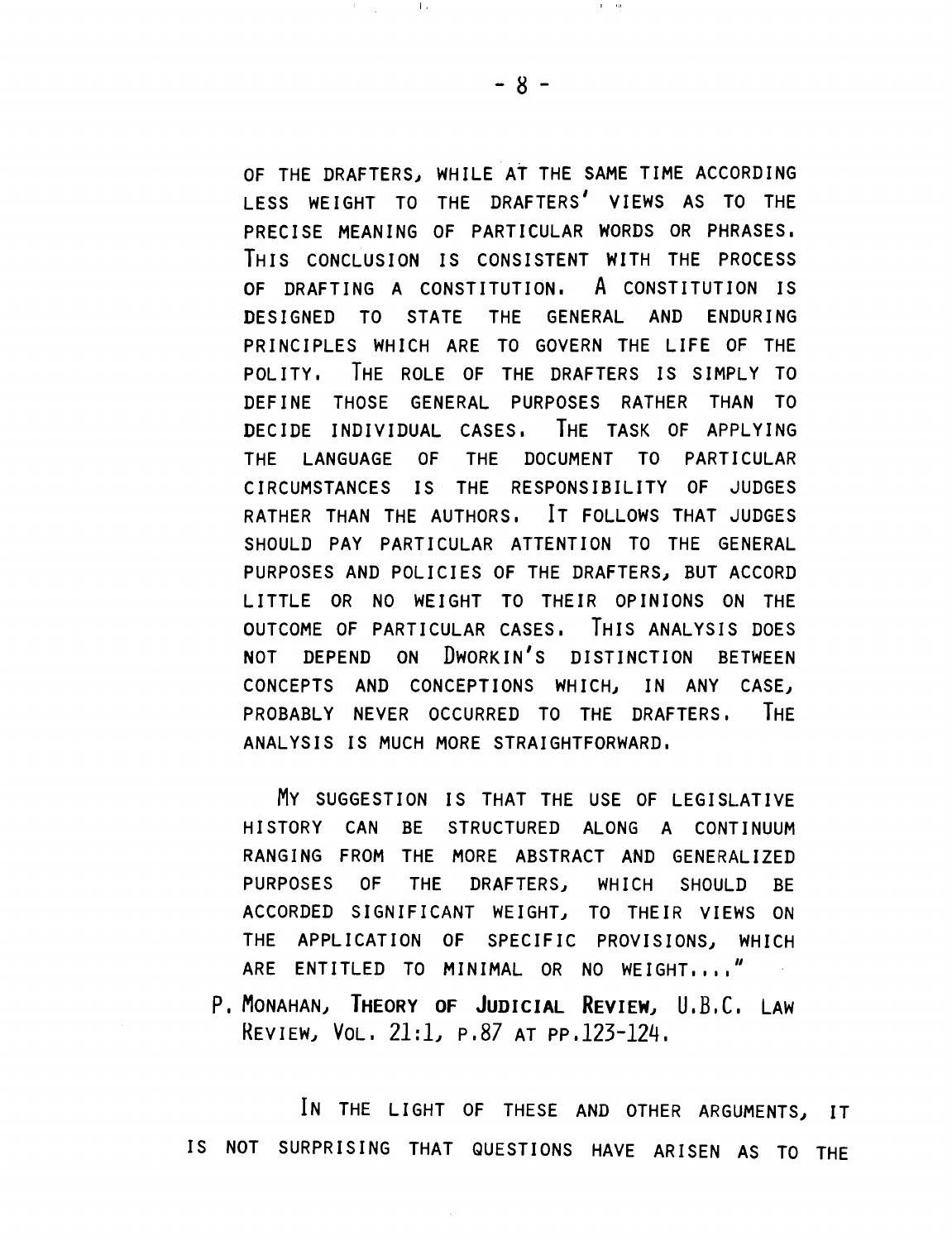OF THE DRAFTERS, WHILE AT THE SAME TIME ACCORDING LESS WEIGHT TO THE DRAFTERS' VIEWS AS TO THE PRECISE MEANING OF PARTICULAR WORDS OR PHRASES. THIS CONCLUSION IS CONSISTENT WITH THE PROCESS OF DRAFTING A CONSTITUTION. A CONSTITUTION IS DESIGNED TO STATE THE GENERAL AND ENDURING PRINCIPLES WHICH ARE TO GOVERN THE LIFE OF THE POLITY. THE ROLE OF THE DRAFTERS IS SIMPLY TO DEFINE THOSE GENERAL PURPOSES RATHER THAN TO DECIDE INDIVIDUAL CASES. THE TASK OF APPLYING THE LANGUAGE OF THE DOCUMENT TO PARTICULAR CIRCUMSTANCES IS THE RESPONSIBILITY OF JUDGES RATHER THAN THE AUTHORS. IT FOLLOWS THAT JUDGES SHOULD PAY PARTICULAR ATTENTION TO THE GENERAL PURPOSES AND POLICIES OF THE DRAFTERS, BUT ACCORD LITTLE OR NO WEIGHT TO THEIR OPINIONS ON THE OUTCOME OF PARTICULAR CASES. THIS ANALYSIS DOES NOT DEPEND ON DWORKIN'S DISTINCTION BETWEEN CONCEPTS AND CONCEPTIONS WHICH, IN ANY CASE, PROBABLY NEVER OCCURRED TO THE DRAFTERS. THE ANALYSIS IS MUCH MORE STRAIGHTFORWARD.

MY SUGGESTION IS THAT THE USE OF LEGISLATIVE HISTORY CAN BE STRUCTURED ALONG A CONTINUUM RANGING FROM THE MORE ABSTRACT AND GENERALIZED PURPOSES OF THE DRAFTERS, WHICH SHOULD BE ACCORDED SIGNIFICANT WEIGHT, TO THEIR VIEWS ON THE APPLICATION OF SPECIFIC PROVISIONS, WHICH ARE ENTITLED TO MINIMAL OR NO WEIGHT...."

P. MONAHAN, **THEORY OF JUDICIAL REVIEW**, U.B.C. LAW REVIEW, VOL. 21:1, P.87 AT PP.123-124.

IN THE LIGHT OF THESE AND OTHER ARGUMENTS, IT IS NOT SURPRISING THAT QUESTIONS HAVE ARISEN AS TO THE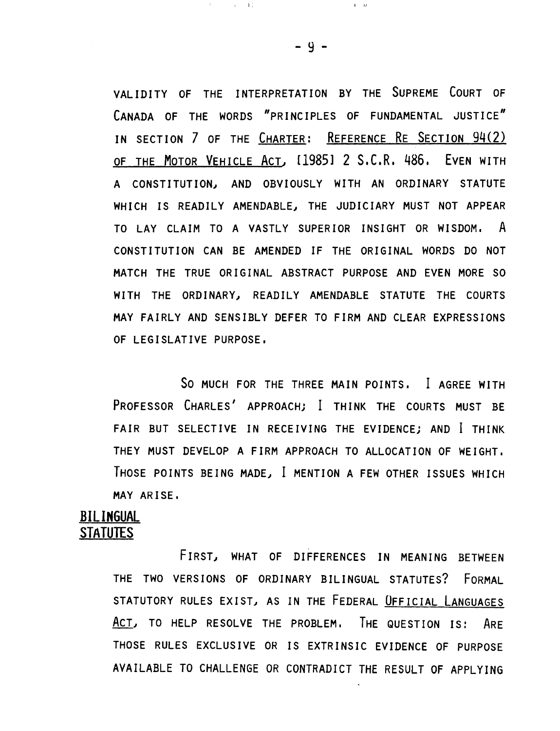VALIDITY OF THE INTERPRETATION BY THE SUPREME COURT OF CANADA OF THE WORDS "PRINCIPLES OF FUNDAMENTAL JUSTICE" IN SECTION 7 OF THE CHARTER: REFERENCE RE SECTION 94(2) OF THE MOTOR VEHICLE ACT, [1985] 2 S.C.R. 486. EVEN WITH A CONSTITUTION, AND OBVIOUSLY WITH AN ORDINARY STATUTE WHICH IS READILY AMENDABLE, THE JUDICIARY MUST NOT APPEAR TO LAY CLAIM TO A VASTLY SUPERIOR INSIGHT OR WISDOM. A CONSTITUTION CAN BE AMENDED IF THE ORIGINAL WORDS DO NOT MATCH THE TRUE ORIGINAL ABSTRACT PURPOSE AND EVEN MORE SO WITH THE ORDINARY, READILY AMENDABLE STATUTE THE COURTS MAY FAIRLY AND SENSIBLY DEFER TO FIRM AND CLEAR EXPRESSIONS OF LEGISLATIVE PURPOSE.

SO MUCH FOR THE THREE MAIN POINTS. I AGREE WITH PROFESSOR CHARLES' APPROACH; I THINK THE COURTS MUST BE FAIR BUT SELECTIVE IN RECEIVING THE EVIDENCE; AND I THINK THEY MUST DEVELOP A FIRM APPROACH TO ALLOCATION OF WEIGHT. THOSE POINTS BEING MADE, I MENTION A FEW OTHER ISSUES WHICH MAY ARISE.

## BILINGUAL STATUTES

FIRST, WHAT OF DIFFERENCES IN MEANING BETWEEN THE TWO VERSIONS OF ORDINARY BILINGUAL STATUTES? FORMAL STATUTORY RULES EXIST, AS IN THE FEDERAL OFFICIAL LANGUAGES ACT, TO HELP RESOLVE THE PROBLEM. THE QUESTION IS: ARE THOSE RULES EXCLUSIVE OR IS EXTRINSIC EVIDENCE OF PURPOSE AVAILABLE TO CHALLENGE OR CONTRADICT THE RESULT OF APPLYING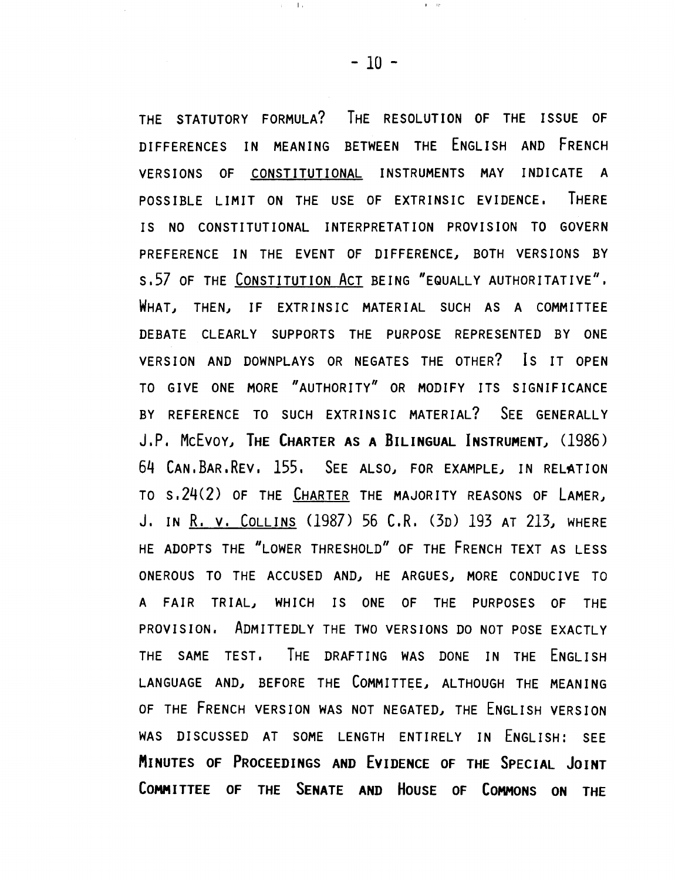THE STATUTORY FORMULA? THE RESOLUTION OF THE ISSUE OF DIFFERENCES IN MEANING BETWEEN THE ENGLISH AND FRENCH VERSIONS OF CONSTITUTIONAL INSTRUMENTS MAY INDICATE A POSSIBLE LIMIT ON THE USE OF EXTRINSIC EVIDENCE. THERE IS NO CONSTITUTIONAL INTERPRETATION PROVISION TO GOVERN PREFERENCE IN THE EVENT OF DIFFERENCE, BOTH VERSIONS BY S.57 OF THE CONSTITUTION ACT BEING "EQUALLY AUTHORITATIVE". WHAT, THEN, IF EXTRINSIC MATERIAL SUCH AS A COMMITTEE DEBATE CLEARLY SUPPORTS THE PURPOSE REPRESENTED BY ONE VERSION AND DOWNPLAYS OR NEGATES THE OTHER? IS IT OPEN TO GIVE ONE MORE "AUTHORITY" OR MODIFY ITS SIGNIFICANCE BY REFERENCE TO SUCH EXTRINSIC MATERIAL? SEE GENERALLY J.P. MCEVOY, **THE CHARTER AS A BILINGUAL INSTRUMENT**, (1986) 64 CAN.BAR.REV. 155. SEE ALSO, FOR EXAMPLE, IN RELATION TO S.24(2) OF THE CHARTER THE MAJORITY REASONS OF LAMER, J. IN R. V. COLLINS (1987) 56 C.R. (3D) 193 AT 213, WHERE HE ADOPTS THE "LOWER THRESHOLD" OF THE FRENCH TEXT AS LESS ONEROUS TO THE ACCUSED AND, HE ARGUES, MORE CONDUCIVE TO A FAIR TRIAL, WHICH IS ONE OF THE PURPOSES OF THE PROVISION. ADMITTEDLY THE TWO VERSIONS DO NOT POSE EXACTLY THE SAME TEST. THE DRAFTING WAS DONE IN THE ENGLISH LANGUAGE AND, BEFORE THE COMMITTEE, ALTHOUGH THE MEANING OF THE FRENCH VERSION WAS NOT NEGATED, THE ENGLISH VERSION WAS DISCUSSED AT SOME LENGTH ENTIRELY IN ENGLISH: SEE **MINUTES OF PROCEEDINGS AND EVIDENCE OF THE SPECIAL JOINT COMMITTEE OF THE SENATE AND HOUSE OF COMMONS ON THE**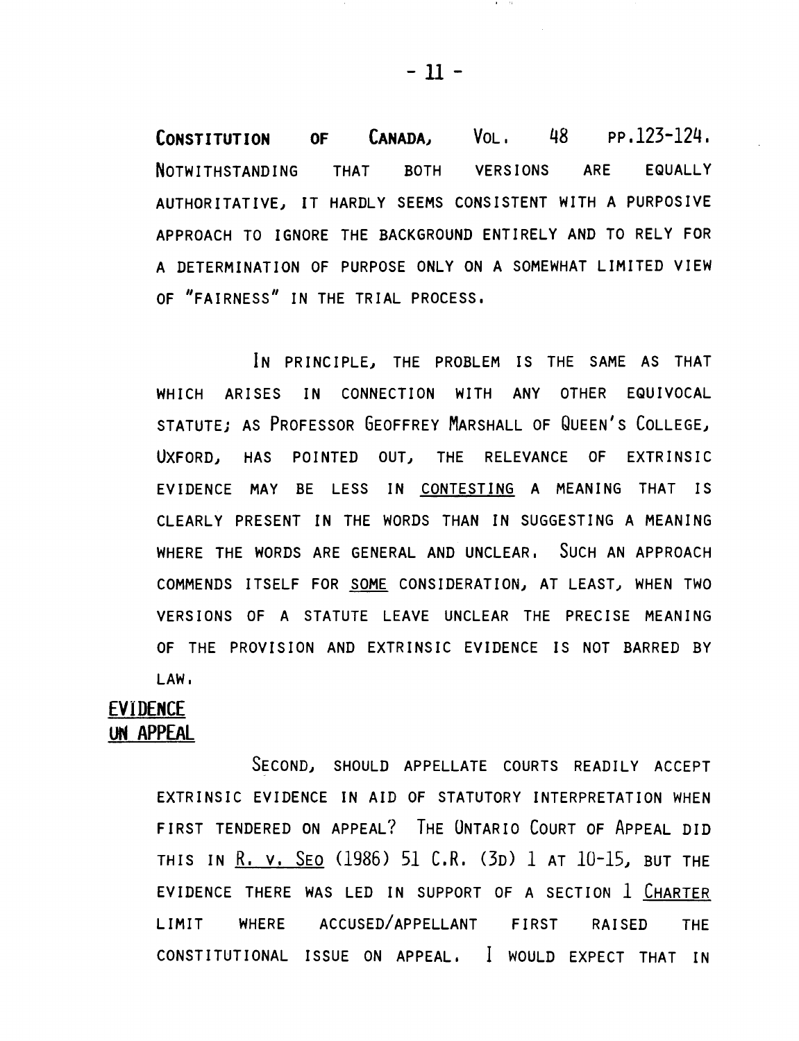CONSTITUTION OF CANADA, VOL. 48 PP.123-124. NOTWITHSTANDING THAT BOTH VERSIONS ARE EQUALLY AUTHORITATIVE, IT HARDLY SEEMS CONSISTENT WITH A PURPOSIVE APPROACH TO IGNORE THE BACKGROUND ENTIRELY AND TO RELY FOR A DETERMINATION OF PURPOSE ONLY ON A SOMEWHAT LIMITED VIEW OF "FAIRNESS" IN THE TRIAL PROCESS.

IN PRINCIPLE, THE PROBLEM IS THE SAME AS THAT WHICH ARISES IN CONNECTION WITH ANY OTHER EQUIVOCAL STATUTE; AS PROFESSOR GEOFFREY MARSHALL OF QUEEN'S COLLEGE, OXFORD, HAS POINTED OUT, THE RELEVANCE OF EXTRINSIC EVIDENCE MAY BE LESS IN CONTESTING A MEANING THAT IS CLEARLY PRESENT IN THE WORDS THAN IN SUGGESTING A MEANING WHERE THE WORDS ARE GENERAL AND UNCLEAR. SUCH AN APPROACH COMMENDS ITSELF FOR SOME CONSIDERATION, AT LEAST, WHEN TWO VERSIONS OF A STATUTE LEAVE UNCLEAR THE PRECISE MEANING OF THE PROVISION AND EXTRINSIC EVIDENCE IS NOT BARRED BY LAW.

**EVIDENCE ON APPEAL**

SECOND, SHOULD APPELLATE COURTS READILY ACCEPT EXTRINSIC EVIDENCE IN AID OF STATUTORY INTERPRETATION WHEN FIRST TENDERED ON APPEAL? THE ONTARIO COURT OF APPEAL DID THIS IN R. v. SEO (1986) 51 C.R. (3D) 1 AT 10-15, BUT THE EVIDENCE THERE WAS LED IN SUPPORT OF A SECTION 1 CHARTER LIMIT WHERE ACCUSED/APPELLANT FIRST RAISED THE CONSTITUTIONAL ISSUE ON APPEAL. I WOULD EXPECT THAT IN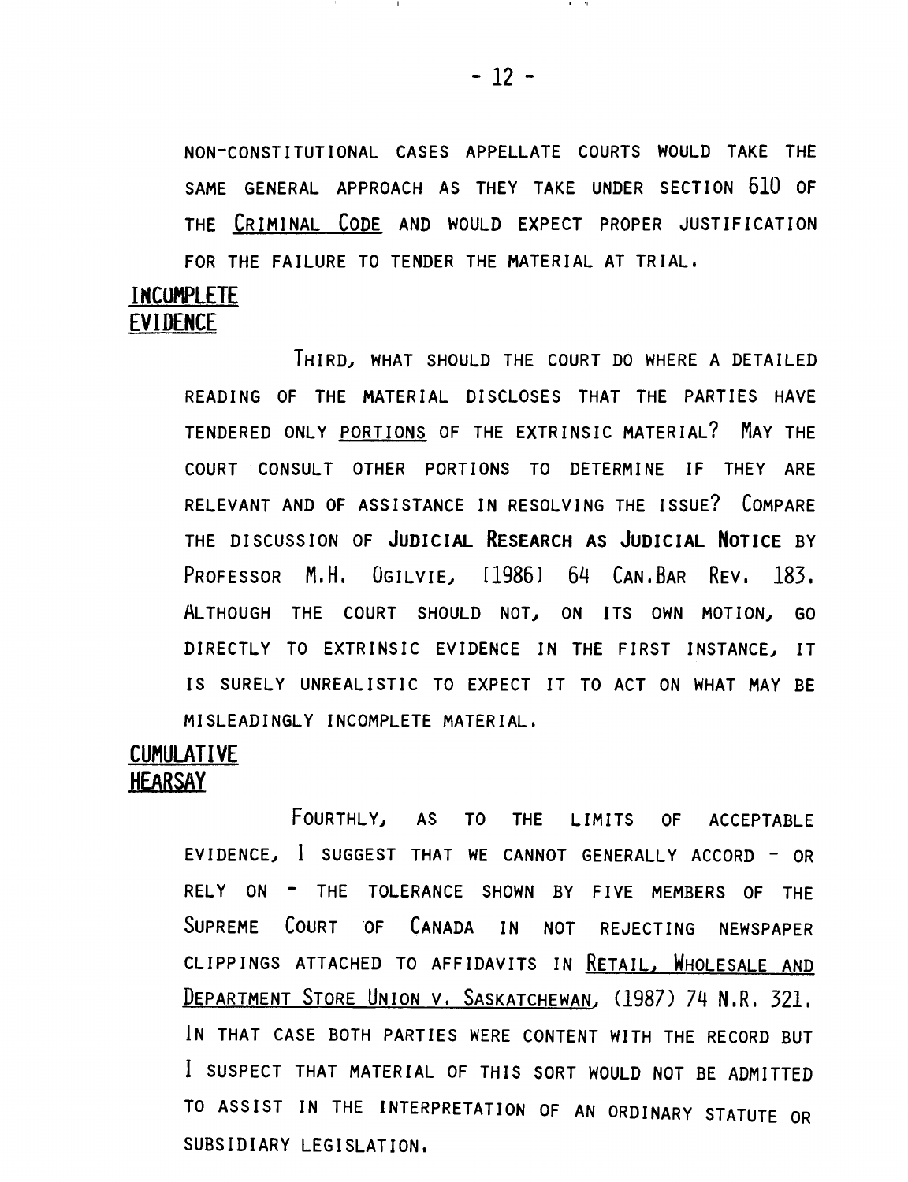NON-CONSTITUTIONAL CASES APPELLATE COURTS WOULD TAKE THE SAME GENERAL APPROACH AS THEY TAKE UNDER SECTION 610 OF THE CRIMINAL CODE AND WOULD EXPECT PROPER JUSTIFICATION FOR THE FAILURE TO TENDER THE MATERIAL AT TRIAL.

**INCOMPLETE EVIDENCE**

THIRD, WHAT SHOULD THE COURT DO WHERE A DETAILED READING OF THE MATERIAL DISCLOSES THAT THE PARTIES HAVE TENDERED ONLY PORTIONS OF THE EXTRINSIC MATERIAL? MAY THE COURT CONSULT OTHER PORTIONS TO DETERMINE IF THEY ARE RELEVANT AND OF ASSISTANCE IN RESOLVING THE ISSUE? COMPARE THE DISCUSSION OF **JUDICIAL RESEARCH AS JUDICIAL NOTICE** BY PROFESSOR M.H. OGILVIE, [1986] 64 CAN.BAR REV. 183. ALTHOUGH THE COURT SHOULD NOT, ON ITS OWN MOTION, GO DIRECTLY TO EXTRINSIC EVIDENCE IN THE FIRST INSTANCE, IT IS SURELY UNREALISTIC TO EXPECT IT TO ACT ON WHAT MAY BE MISLEADINGLY INCOMPLETE MATERIAL.

**CUMULATIVE HEARSAY**

FOURTHLY, AS TO THE LIMITS OF ACCEPTABLE EVIDENCE, I SUGGEST THAT WE CANNOT GENERALLY ACCORD - OR RELY ON - THE TOLERANCE SHOWN BY FIVE MEMBERS OF THE SUPREME COURT OF CANADA IN NOT REJECTING NEWSPAPER CLIPPINGS ATTACHED TO AFFIDAVITS IN RETAIL, WHOLESALE AND DEPARTMENT STORE UNION V. SASKATCHEWAN, (1987) 74 N.R. 321. IN THAT CASE BOTH PARTIES WERE CONTENT WITH THE RECORD BUT I SUSPECT THAT MATERIAL OF THIS SORT WOULD NOT BE ADMITTED TO ASSIST IN THE INTERPRETATION OF AN ORDINARY STATUTE OR SUBSIDIARY LEGISLATION.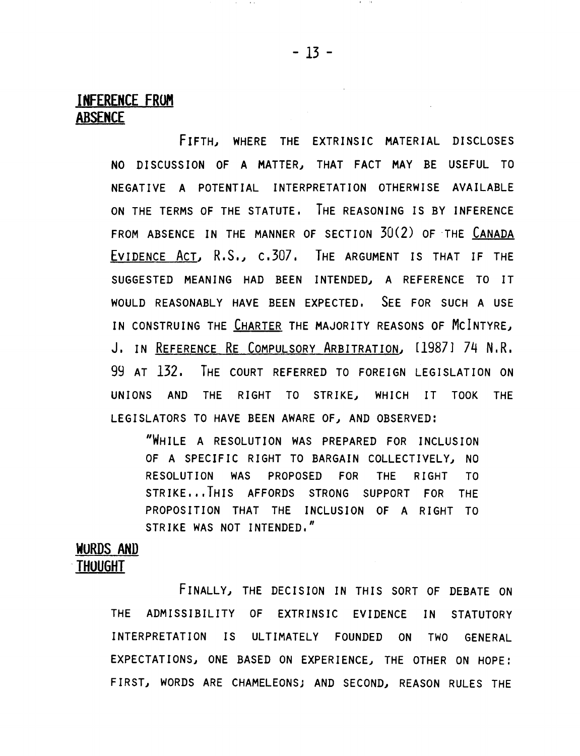## INFERENCE FROM ABSENCE

FIFTH, WHERE THE EXTRINSIC MATERIAL DISCLOSES NO DISCUSSION OF A MATTER, THAT FACT MAY BE USEFUL TO NEGATIVE A POTENTIAL INTERPRETATION OTHERWISE AVAILABLE ON THE TERMS OF THE STATUTE. THE REASONING IS BY INFERENCE FROM ABSENCE IN THE MANNER OF SECTION 30(2) OF THE <u>CANADA EVIDENCE ACT</u>, R.S., C.307. THE ARGUMENT IS THAT IF THE SUGGESTED MEANING HAD BEEN INTENDED, A REFERENCE TO IT WOULD REASONABLY HAVE BEEN EXPECTED. SEE FOR SUCH A USE IN CONSTRUING THE <u>CHARTER</u> THE MAJORITY REASONS OF MCINTYRE, J. IN <u>REFERENCE RE COMPULSORY ARBITRATION</u>, [1987] 74 N.R. 99 AT 132. THE COURT REFERRED TO FOREIGN LEGISLATION ON UNIONS AND THE RIGHT TO STRIKE, WHICH IT TOOK THE LEGISLATORS TO HAVE BEEN AWARE OF, AND OBSERVED:

> "WHILE A RESOLUTION WAS PREPARED FOR INCLUSION OF A SPECIFIC RIGHT TO BARGAIN COLLECTIVELY, NO RESOLUTION WAS PROPOSED FOR THE RIGHT TO STRIKE...THIS AFFORDS STRONG SUPPORT FOR THE PROPOSITION THAT THE INCLUSION OF A RIGHT TO STRIKE WAS NOT INTENDED."

## WORDS AND THOUGHT

FINALLY, THE DECISION IN THIS SORT OF DEBATE ON THE ADMISSIBILITY OF EXTRINSIC EVIDENCE IN STATUTORY INTERPRETATION IS ULTIMATELY FOUNDED ON TWO GENERAL EXPECTATIONS, ONE BASED ON EXPERIENCE, THE OTHER ON HOPE: FIRST, WORDS ARE CHAMELEONS; AND SECOND, REASON RULES THE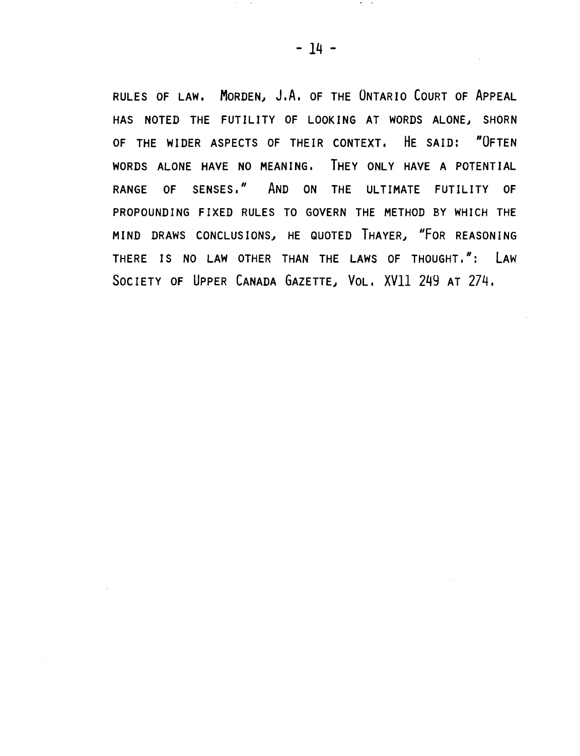RULES OF LAW. MORDEN, J.A. OF THE ONTARIO COURT OF APPEAL HAS NOTED THE FUTILITY OF LOOKING AT WORDS ALONE, SHORN OF THE WIDER ASPECTS OF THEIR CONTEXT. HE SAID: "OFTEN WORDS ALONE HAVE NO MEANING. THEY ONLY HAVE A POTENTIAL RANGE OF SENSES." AND ON THE ULTIMATE FUTILITY OF PROPOUNDING FIXED RULES TO GOVERN THE METHOD BY WHICH THE MIND DRAWS CONCLUSIONS, HE QUOTED THAYER, "FOR REASONING THERE IS NO LAW OTHER THAN THE LAWS OF THOUGHT.": LAW SOCIETY OF UPPER CANADA GAZETTE, VOL. XV11 249 AT 274.